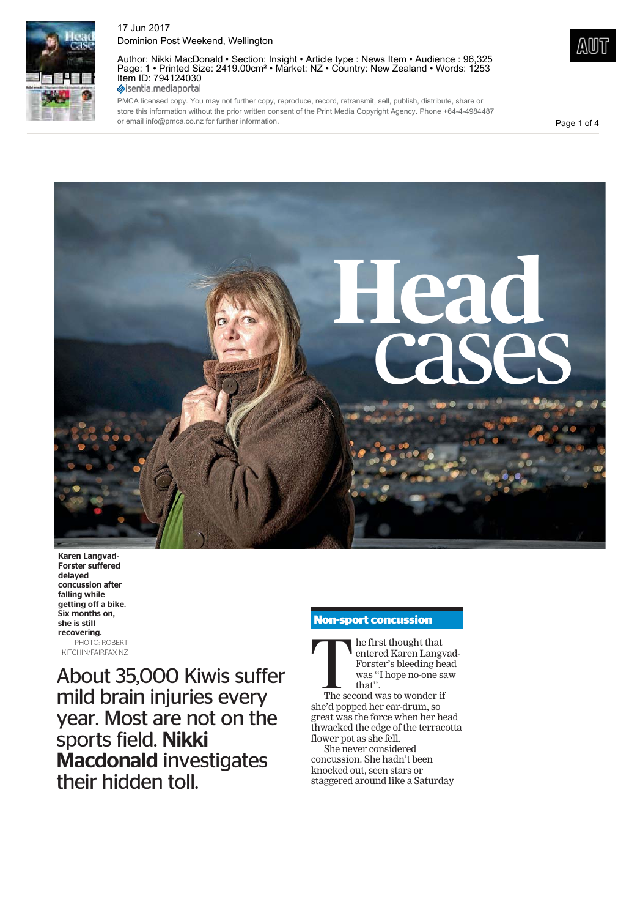# Head cases

Karen Langvad-Forster suffered delayed concussion after falling while getting off a bike. Six months on, she is still recovering.
PHOTO: ROBERT KITCHIN/FAIRFAX NZ

About 35,000 Kiwis suffer mild brain injuries every year. Most are not on the sports field. **Nikki Macdonald** investigates their hidden toll.

## Non-sport concussion

The first thought that entered Karen Langvad-Forster's bleeding head was "I hope no-one saw that".

The second was to wonder if she'd popped her ear-drum, so great was the force when her head thwacked the edge of the terracotta flower pot as she fell.

She never considered concussion. She hadn't been knocked out, seen stars or staggered around like a Saturday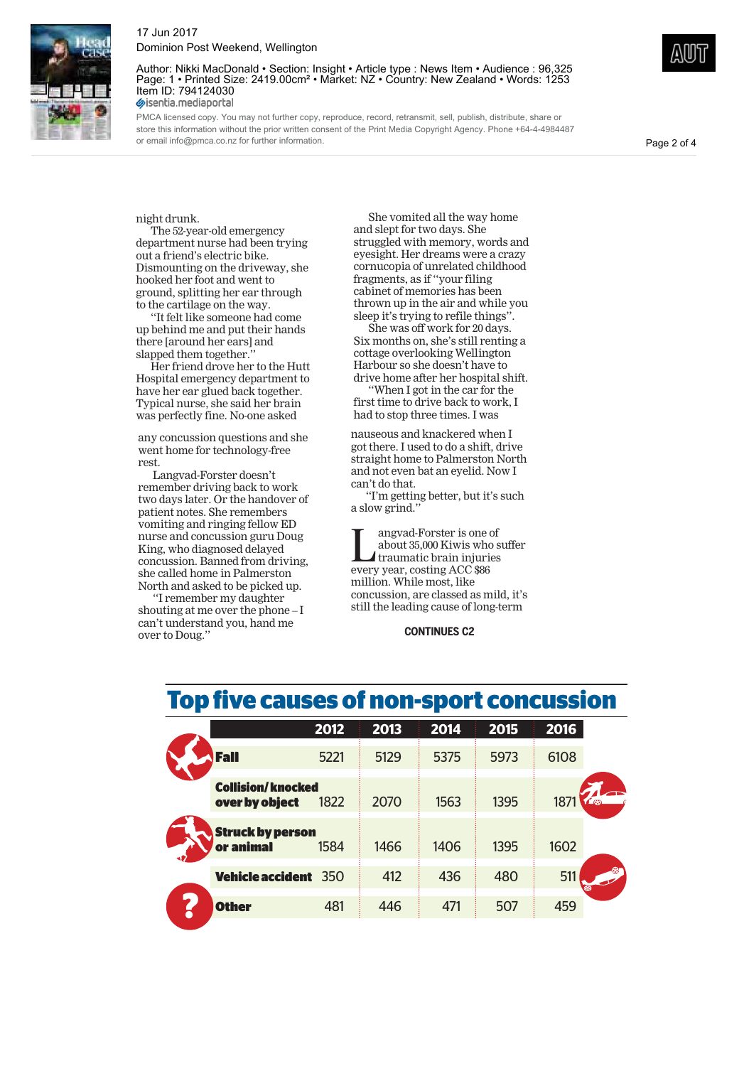night drunk.

The 52-year-old emergency department nurse had been trying out a friend's electric bike. Dismounting on the driveway, she hooked her foot and went to ground, splitting her ear through to the cartilage on the way.

"It felt like someone had come up behind me and put their hands there [around her ears] and slapped them together."

Her friend drove her to the Hutt Hospital emergency department to have her ear glued back together. Typical nurse, she said her brain was perfectly fine. No-one asked any concussion questions and she went home for technology-free rest.

Langvad-Forster doesn't remember driving back to work two days later. Or the handover of patient notes. She remembers vomiting and ringing fellow ED nurse and concussion guru Doug King, who diagnosed delayed concussion. Banned from driving, she called home in Palmerston North and asked to be picked up.

"I remember my daughter shouting at me over the phone – I can't understand you, hand me over to Doug."

She vomited all the way home and slept for two days. She struggled with memory, words and eyesight. Her dreams were a crazy cornucopia of unrelated childhood fragments, as if "your filing cabinet of memories has been thrown up in the air and while you sleep it's trying to refile things".

She was off work for 20 days. Six months on, she's still renting a cottage overlooking Wellington Harbour so she doesn't have to drive home after her hospital shift.

"When I got in the car for the first time to drive back to work, I had to stop three times. I was nauseous and knackered when I got there. I used to do a shift, drive straight home to Palmerston North and not even bat an eyelid. Now I can't do that.

"I'm getting better, but it's such a slow grind."

Langvad-Forster is one of about 35,000 Kiwis who suffer traumatic brain injuries every year, costing ACC $86 million. While most, like concussion, are classed as mild, it's still the leading cause of long-term

**CONTINUES C2**

## Top five causes of non-sport concussion

| | 2012 | 2013 | 2014 | 2015 | 2016 |
|---|---|---|---|---|---|
| **Fall** | 5221 | 5129 | 5375 | 5973 | 6108 |
| **Collision/knocked over by object** | 1822 | 2070 | 1563 | 1395 | 1871 |
| **Struck by person or animal** | 1584 | 1466 | 1406 | 1395 | 1602 |
| **Vehicle accident** | 350 | 412 | 436 | 480 | 511 |
| **Other** | 481 | 446 | 471 | 507 | 459 |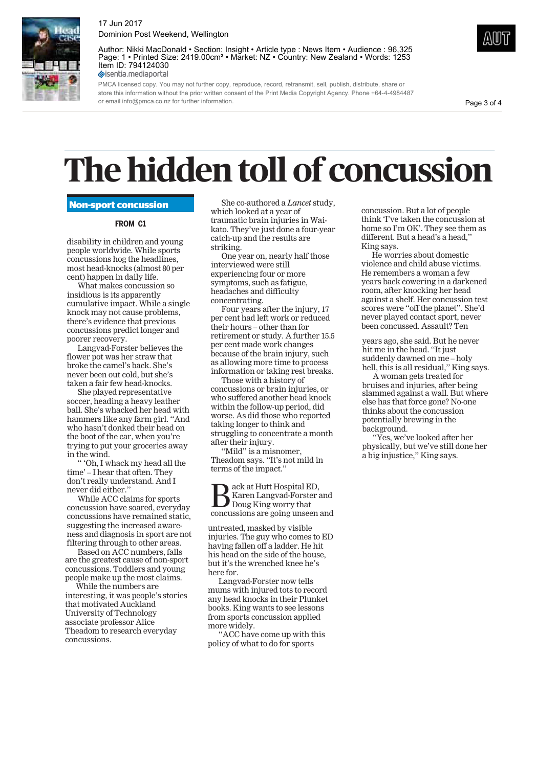# The hidden toll of concussion

## Non-sport concussion

**FROM C1**

disability in children and young people worldwide. While sports concussions hog the headlines, most head-knocks (almost 80 per cent) happen in daily life.

What makes concussion so insidious is its apparently cumulative impact. While a single knock may not cause problems, there's evidence that previous concussions predict longer and poorer recovery.

Langvad-Forster believes the flower pot was her straw that broke the camel's back. She's never been out cold, but she's taken a fair few head-knocks.

She played representative soccer, heading a heavy leather ball. She's whacked her head with hammers like any farm girl. "And who hasn't donked their head on the boot of the car, when you're trying to put your groceries away in the wind.

" 'Oh, I whack my head all the time' – I hear that often. They don't really understand. And I never did either."

While ACC claims for sports concussion have soared, everyday concussions have remained static, suggesting the increased awareness and diagnosis in sport are not filtering through to other areas.

Based on ACC numbers, falls are the greatest cause of non-sport concussions. Toddlers and young people make up the most claims.

While the numbers are interesting, it was people's stories that motivated Auckland University of Technology associate professor Alice Theadom to research everyday concussions.

She co-authored a *Lancet* study, which looked at a year of traumatic brain injuries in Waikato. They've just done a four-year catch-up and the results are striking.

One year on, nearly half those interviewed were still experiencing four or more symptoms, such as fatigue, headaches and difficulty concentrating.

Four years after the injury, 17 per cent had left work or reduced their hours – other than for retirement or study. A further 15.5 per cent made work changes because of the brain injury, such as allowing more time to process information or taking rest breaks.

Those with a history of concussions or brain injuries, or who suffered another head knock within the follow-up period, did worse. As did those who reported taking longer to think and struggling to concentrate a month after their injury.

"Mild" is a misnomer, Theadom says. "It's not mild in terms of the impact."

Back at Hutt Hospital ED, Karen Langvad-Forster and Doug King worry that concussions are going unseen and untreated, masked by visible injuries. The guy who comes to ED having fallen off a ladder. He hit his head on the side of the house, but it's the wrenched knee he's here for.

Langvad-Forster now tells mums with injured tots to record any head knocks in their Plunket books. King wants to see lessons from sports concussion applied more widely.

"ACC have come up with this policy of what to do for sports concussion. But a lot of people think 'I've taken the concussion at home so I'm OK'. They see them as different. But a head's a head," King says.

He worries about domestic violence and child abuse victims. He remembers a woman a few years back cowering in a darkened room, after knocking her head against a shelf. Her concussion test scores were "off the planet". She'd never played contact sport, never been concussed. Assault? Ten years ago, she said. But he never hit me in the head. "It just suddenly dawned on me – holy hell, this is all residual," King says.

A woman gets treated for bruises and injuries, after being slammed against a wall. But where else has that force gone? No-one thinks about the concussion potentially brewing in the background.

"Yes, we've looked after her physically, but we've still done her a big injustice," King says.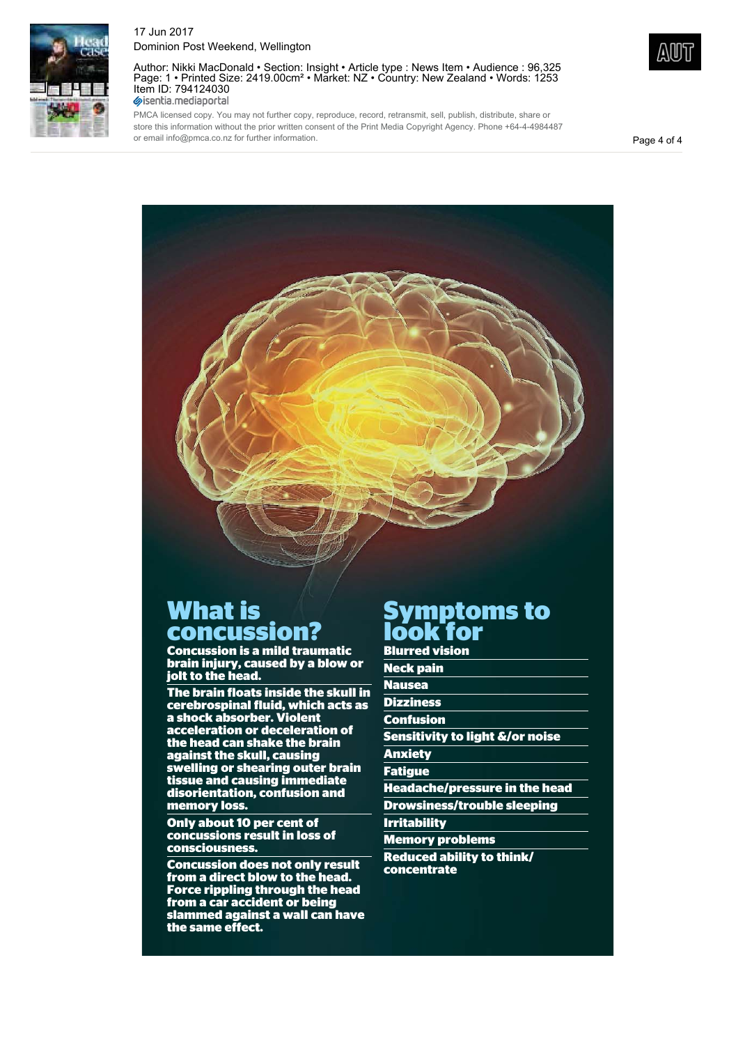## What is concussion?

**Concussion is a mild traumatic brain injury, caused by a blow or jolt to the head.**

**The brain floats inside the skull in cerebrospinal fluid, which acts as a shock absorber. Violent acceleration or deceleration of the head can shake the brain against the skull, causing swelling or shearing outer brain tissue and causing immediate disorientation, confusion and memory loss.**

**Only about 10 per cent of concussions result in loss of consciousness.**

**Concussion does not only result from a direct blow to the head. Force rippling through the head from a car accident or being slammed against a wall can have the same effect.**

## Symptoms to look for

- **Blurred vision**
- **Neck pain**
- **Nausea**
- **Dizziness**
- **Confusion**
- **Sensitivity to light &/or noise**
- **Anxiety**
- **Fatigue**
- **Headache/pressure in the head**
- **Drowsiness/trouble sleeping**
- **Irritability**
- **Memory problems**
- **Reduced ability to think/ concentrate**